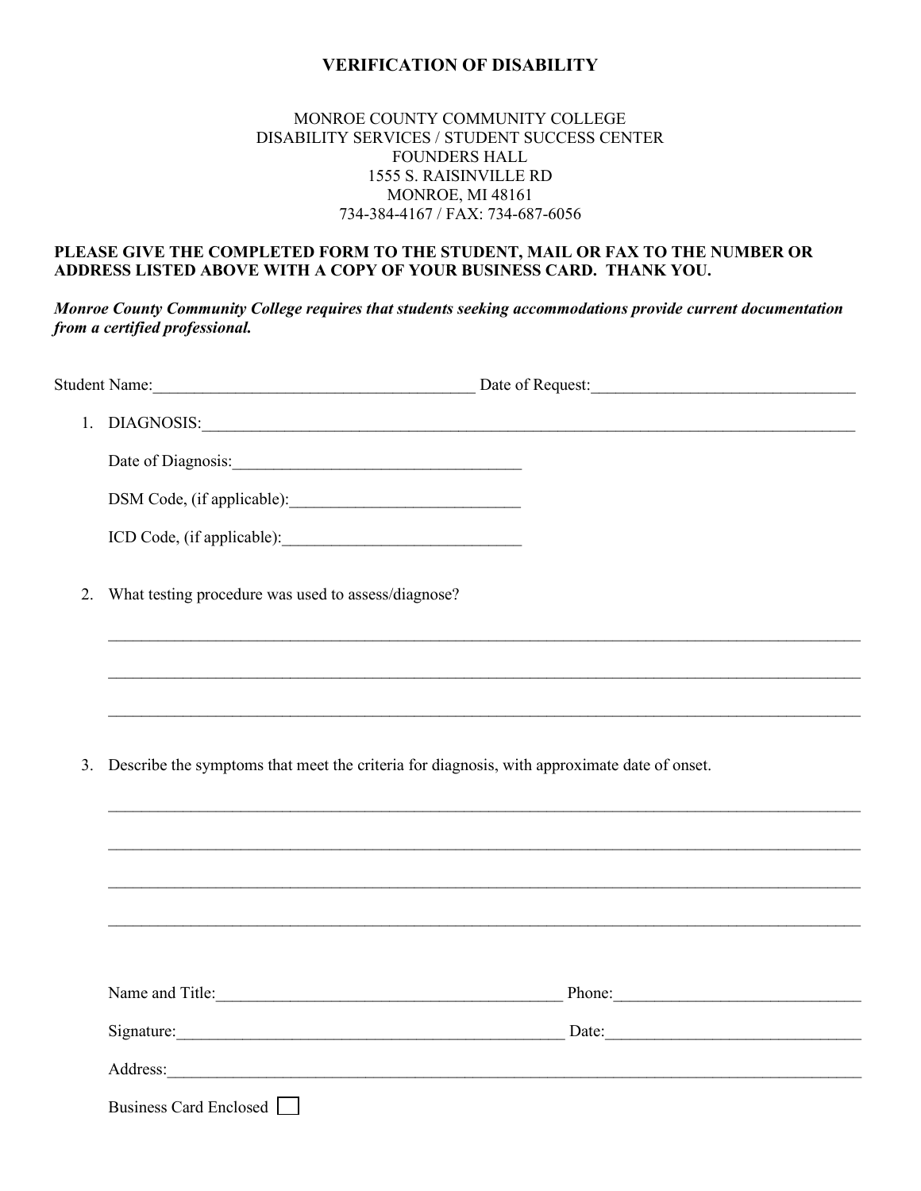# VERIFICATION OF DISABILITY

MONROE COUNTY COMMUNITY COLLEGE
DISABILITY SERVICES / STUDENT SUCCESS CENTER
FOUNDERS HALL
1555 S. RAISINVILLE RD
MONROE, MI 48161
734-384-4167 / FAX: 734-687-6056

**PLEASE GIVE THE COMPLETED FORM TO THE STUDENT, MAIL OR FAX TO THE NUMBER OR ADDRESS LISTED ABOVE WITH A COPY OF YOUR BUSINESS CARD. THANK YOU.**

***Monroe County Community College requires that students seeking accommodations provide current documentation from a certified professional.***

Student Name:_______________________________________ Date of Request:_______________________________

1. DIAGNOSIS:_________________________________________________________________________________

   Date of Diagnosis:___________________________________

   DSM Code, (if applicable):____________________________

   ICD Code, (if applicable):_____________________________

2. What testing procedure was used to assess/diagnose?

   ___________________________________________________________________________________________

   ___________________________________________________________________________________________

   ___________________________________________________________________________________________

3. Describe the symptoms that meet the criteria for diagnosis, with approximate date of onset.

   ___________________________________________________________________________________________

   ___________________________________________________________________________________________

   ___________________________________________________________________________________________

   ___________________________________________________________________________________________

Name and Title:__________________________________________ Phone:_____________________________

Signature:_______________________________________________ Date:______________________________

Address:____________________________________________________________________________________

Business Card Enclosed ☐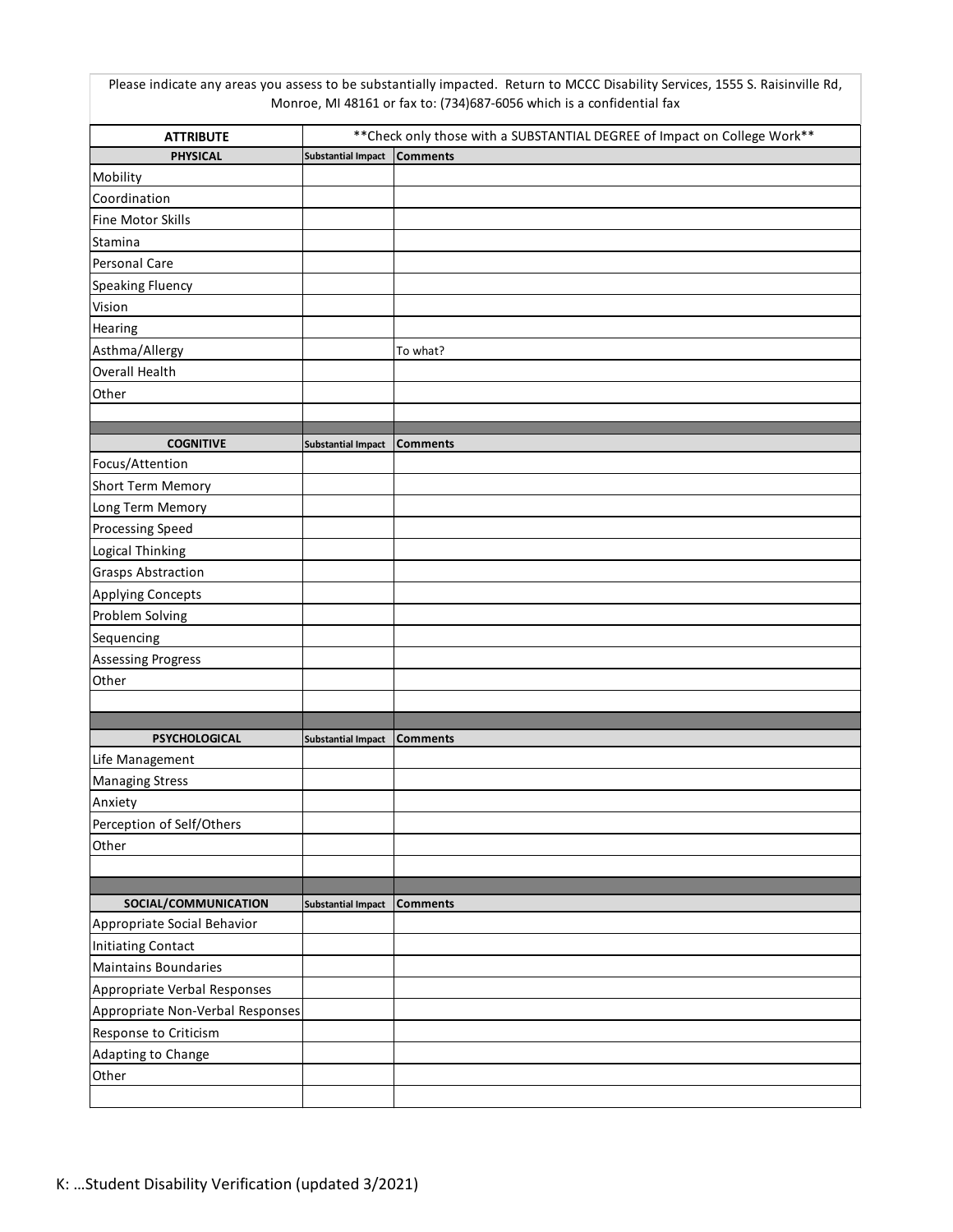Please indicate any areas you assess to be substantially impacted. Return to MCCC Disability Services, 1555 S. Raisinville Rd, Monroe, MI 48161 or fax to: (734)687-6056 which is a confidential fax

| ATTRIBUTE | **Check only those with a SUBSTANTIAL DEGREE of Impact on College Work** | |
|---|---|---|
| **PHYSICAL** | **Substantial Impact** | **Comments** |
| Mobility | | |
| Coordination | | |
| Fine Motor Skills | | |
| Stamina | | |
| Personal Care | | |
| Speaking Fluency | | |
| Vision | | |
| Hearing | | |
| Asthma/Allergy | | To what? |
| Overall Health | | |
| Other | | |
| | | |
| **COGNITIVE** | **Substantial Impact** | **Comments** |
| Focus/Attention | | |
| Short Term Memory | | |
| Long Term Memory | | |
| Processing Speed | | |
| Logical Thinking | | |
| Grasps Abstraction | | |
| Applying Concepts | | |
| Problem Solving | | |
| Sequencing | | |
| Assessing Progress | | |
| Other | | |
| | | |
| **PSYCHOLOGICAL** | **Substantial Impact** | **Comments** |
| Life Management | | |
| Managing Stress | | |
| Anxiety | | |
| Perception of Self/Others | | |
| Other | | |
| | | |
| **SOCIAL/COMMUNICATION** | **Substantial Impact** | **Comments** |
| Appropriate Social Behavior | | |
| Initiating Contact | | |
| Maintains Boundaries | | |
| Appropriate Verbal Responses | | |
| Appropriate Non-Verbal Responses | | |
| Response to Criticism | | |
| Adapting to Change | | |
| Other | | |
| | | |

K: …Student Disability Verification (updated 3/2021)